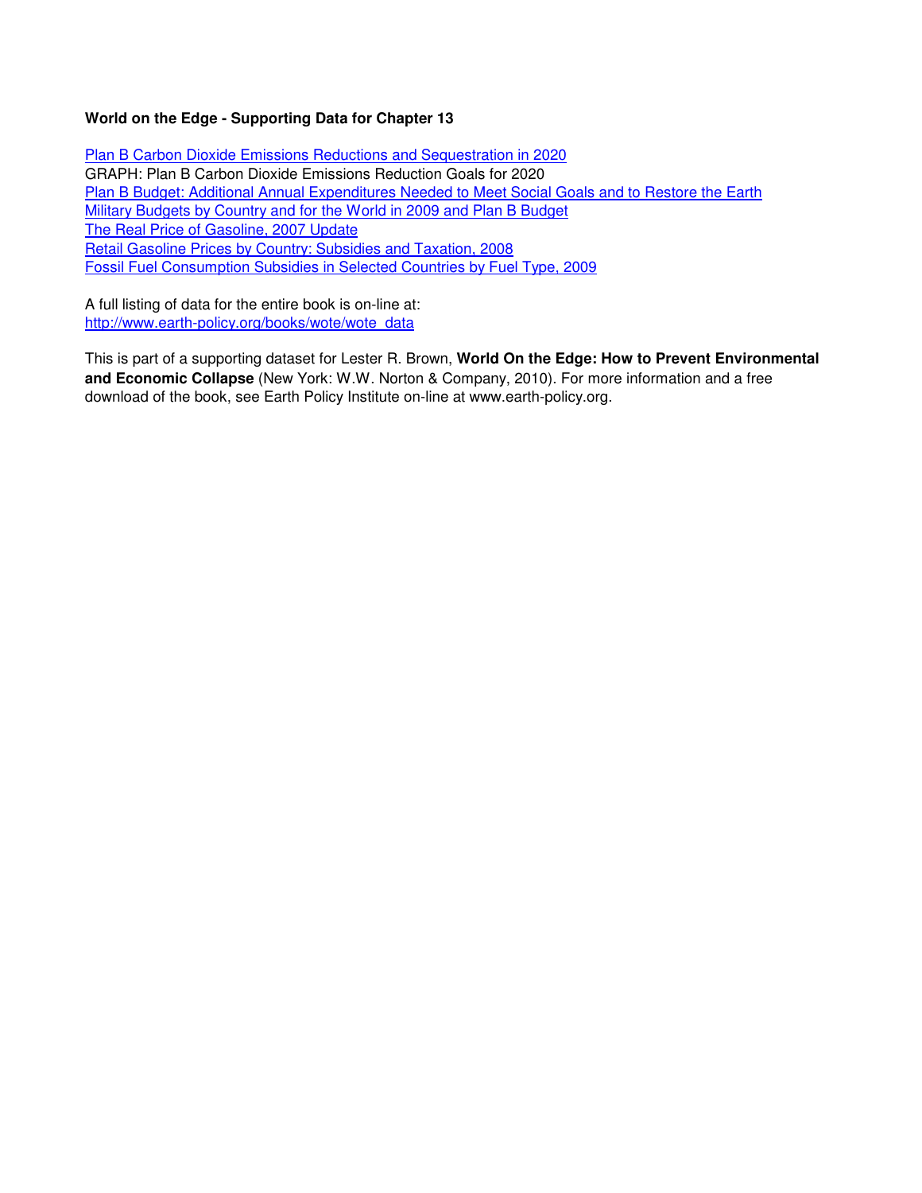**World on the Edge - Supporting Data for Chapter 13**

Plan B Carbon Dioxide Emissions Reductions and Sequestration in 2020
GRAPH: Plan B Carbon Dioxide Emissions Reduction Goals for 2020
Plan B Budget: Additional Annual Expenditures Needed to Meet Social Goals and to Restore the Earth
Military Budgets by Country and for the World in 2009 and Plan B Budget
The Real Price of Gasoline, 2007 Update
Retail Gasoline Prices by Country: Subsidies and Taxation, 2008
Fossil Fuel Consumption Subsidies in Selected Countries by Fuel Type, 2009

A full listing of data for the entire book is on-line at:
http://www.earth-policy.org/books/wote/wote_data

This is part of a supporting dataset for Lester R. Brown, **World On the Edge: How to Prevent Environmental and Economic Collapse** (New York: W.W. Norton & Company, 2010). For more information and a free download of the book, see Earth Policy Institute on-line at www.earth-policy.org.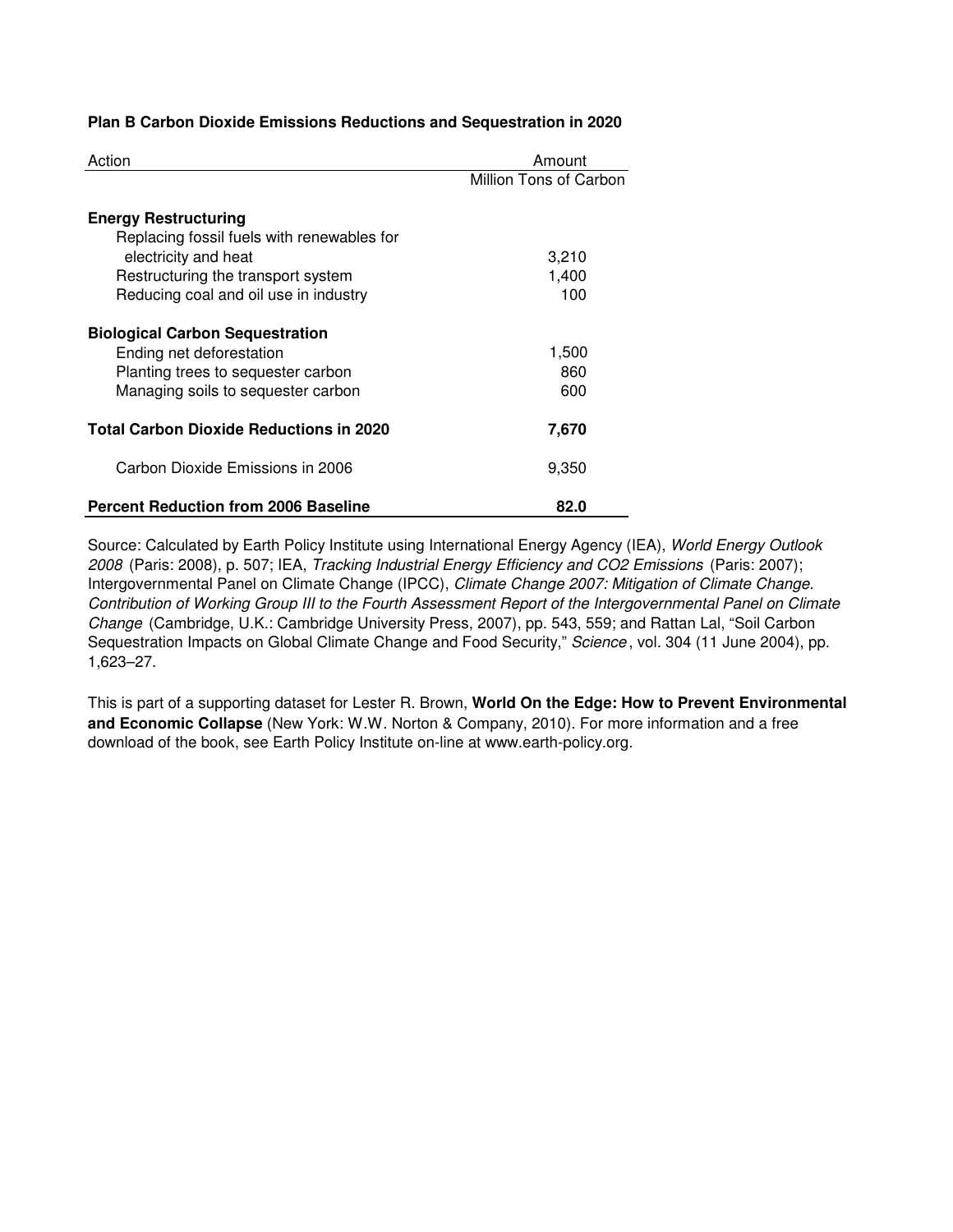**Plan B Carbon Dioxide Emissions Reductions and Sequestration in 2020**

| Action | Amount |
|---|---|
| | Million Tons of Carbon |
| **Energy Restructuring** | |
| Replacing fossil fuels with renewables for electricity and heat | 3,210 |
| Restructuring the transport system | 1,400 |
| Reducing coal and oil use in industry | 100 |
| **Biological Carbon Sequestration** | |
| Ending net deforestation | 1,500 |
| Planting trees to sequester carbon | 860 |
| Managing soils to sequester carbon | 600 |
| **Total Carbon Dioxide Reductions in 2020** | **7,670** |
| Carbon Dioxide Emissions in 2006 | 9,350 |
| **Percent Reduction from 2006 Baseline** | **82.0** |

Source: Calculated by Earth Policy Institute using International Energy Agency (IEA), *World Energy Outlook 2008* (Paris: 2008), p. 507; IEA, *Tracking Industrial Energy Efficiency and CO2 Emissions* (Paris: 2007); Intergovernmental Panel on Climate Change (IPCC), *Climate Change 2007: Mitigation of Climate Change. Contribution of Working Group III to the Fourth Assessment Report of the Intergovernmental Panel on Climate Change* (Cambridge, U.K.: Cambridge University Press, 2007), pp. 543, 559; and Rattan Lal, "Soil Carbon Sequestration Impacts on Global Climate Change and Food Security," *Science*, vol. 304 (11 June 2004), pp. 1,623–27.

This is part of a supporting dataset for Lester R. Brown, **World On the Edge: How to Prevent Environmental and Economic Collapse** (New York: W.W. Norton & Company, 2010). For more information and a free download of the book, see Earth Policy Institute on-line at www.earth-policy.org.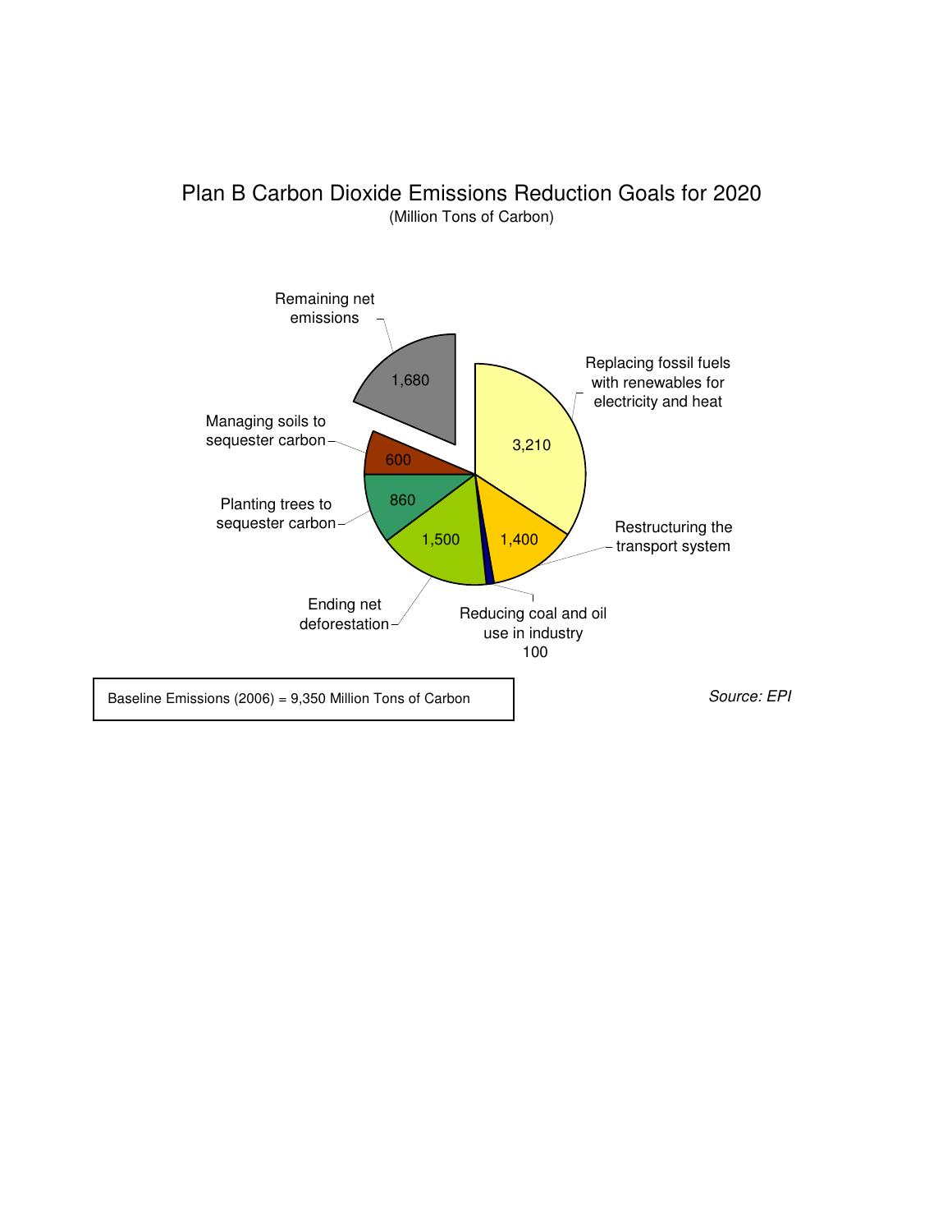# Plan B Carbon Dioxide Emissions Reduction Goals for 2020

(Million Tons of Carbon)

| Category | Million Tons of Carbon |
| --- | --- |
| Replacing fossil fuels with renewables for electricity and heat | 3,210 |
| Restructuring the transport system | 1,400 |
| Reducing coal and oil use in industry | 100 |
| Ending net deforestation | 1,500 |
| Planting trees to sequester carbon | 860 |
| Managing soils to sequester carbon | 600 |
| Remaining net emissions | 1,680 |

Baseline Emissions (2006) = 9,350 Million Tons of Carbon

*Source: EPI*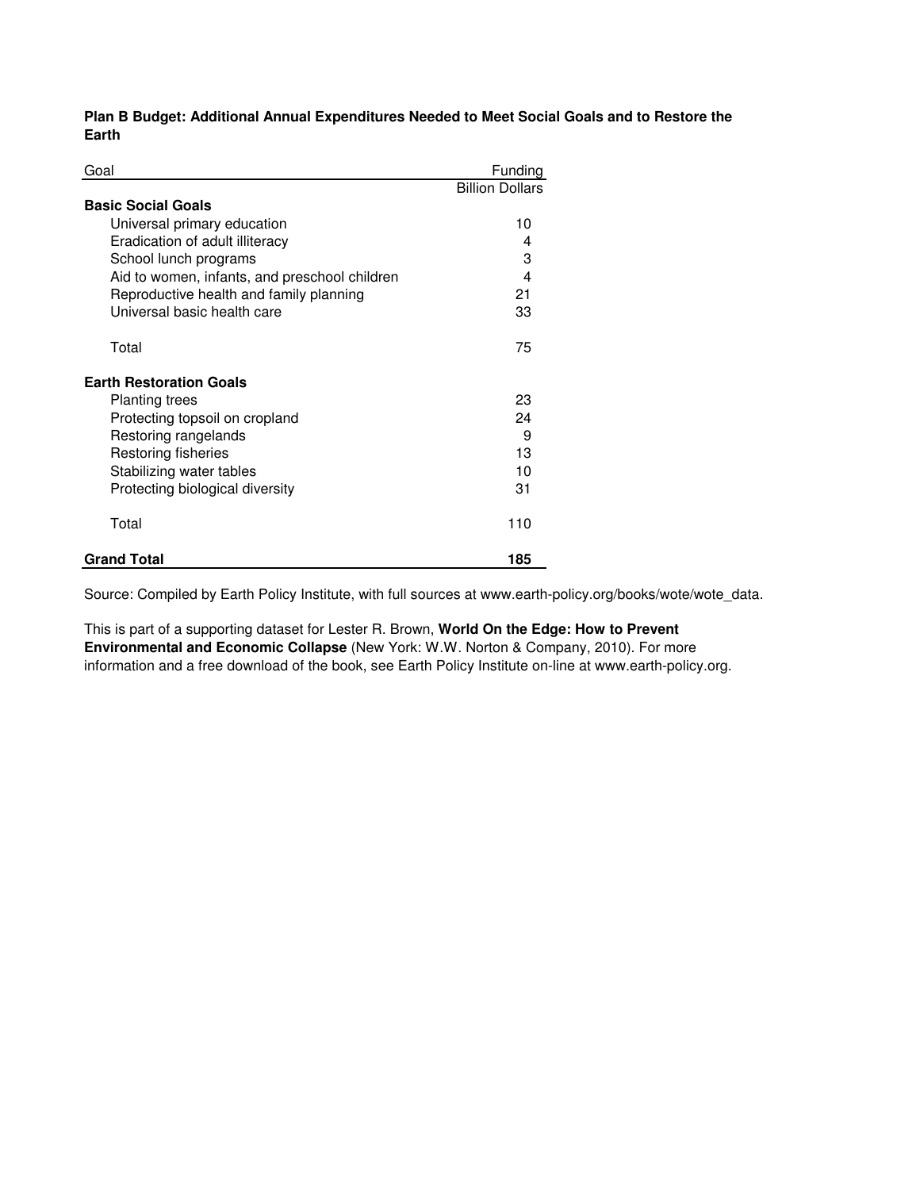**Plan B Budget: Additional Annual Expenditures Needed to Meet Social Goals and to Restore the Earth**

| Goal | Funding |
| --- | --- |
| | Billion Dollars |
| **Basic Social Goals** | |
| Universal primary education | 10 |
| Eradication of adult illiteracy | 4 |
| School lunch programs | 3 |
| Aid to women, infants, and preschool children | 4 |
| Reproductive health and family planning | 21 |
| Universal basic health care | 33 |
| Total | 75 |
| **Earth Restoration Goals** | |
| Planting trees | 23 |
| Protecting topsoil on cropland | 24 |
| Restoring rangelands | 9 |
| Restoring fisheries | 13 |
| Stabilizing water tables | 10 |
| Protecting biological diversity | 31 |
| Total | 110 |
| **Grand Total** | **185** |

Source: Compiled by Earth Policy Institute, with full sources at www.earth-policy.org/books/wote/wote_data.

This is part of a supporting dataset for Lester R. Brown, **World On the Edge: How to Prevent Environmental and Economic Collapse** (New York: W.W. Norton & Company, 2010). For more information and a free download of the book, see Earth Policy Institute on-line at www.earth-policy.org.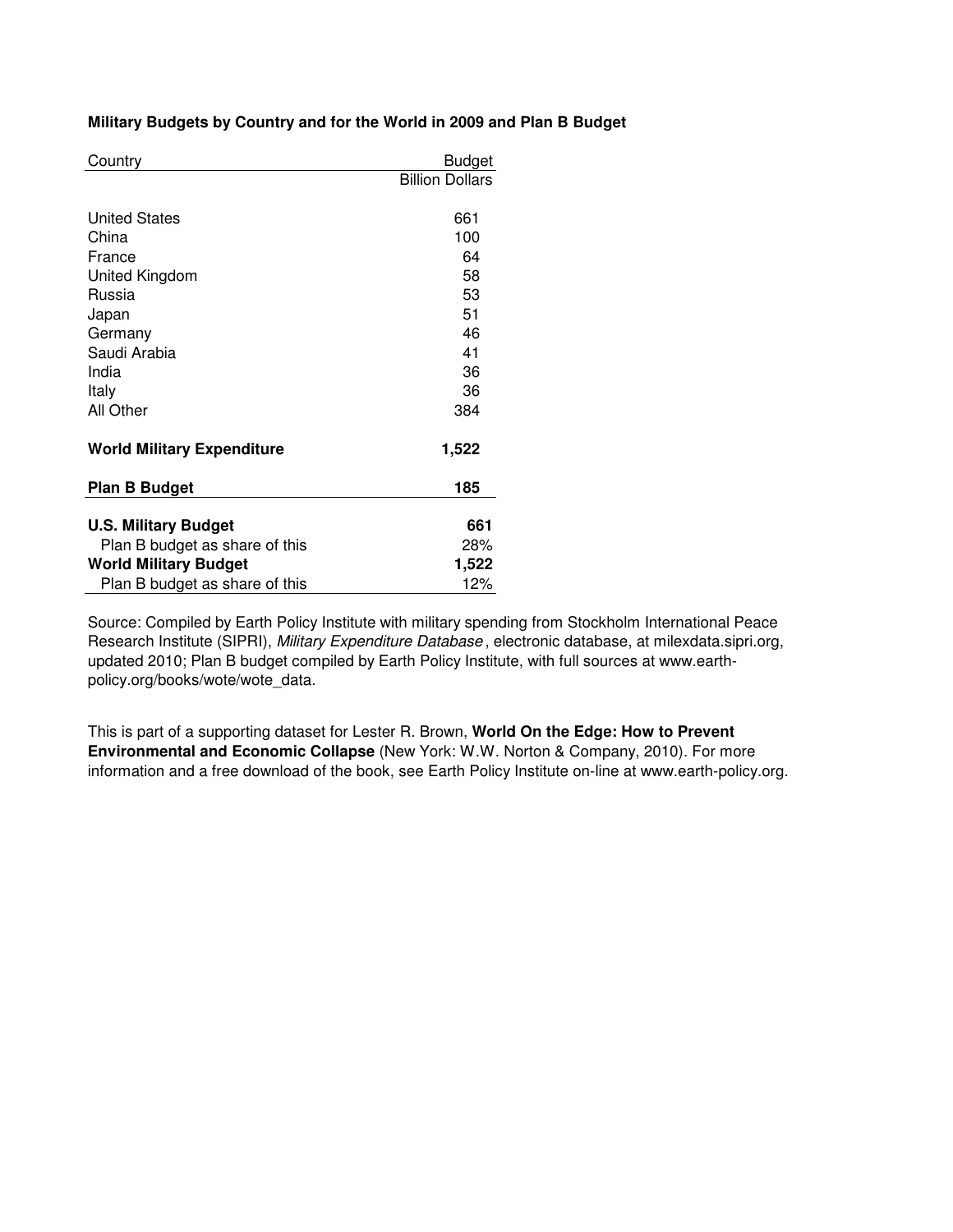**Military Budgets by Country and for the World in 2009 and Plan B Budget**

| Country | Budget |
|---|---|
| | Billion Dollars |
| United States | 661 |
| China | 100 |
| France | 64 |
| United Kingdom | 58 |
| Russia | 53 |
| Japan | 51 |
| Germany | 46 |
| Saudi Arabia | 41 |
| India | 36 |
| Italy | 36 |
| All Other | 384 |
| **World Military Expenditure** | **1,522** |
| **Plan B Budget** | **185** |
| **U.S. Military Budget** | **661** |
| Plan B budget as share of this | 28% |
| **World Military Budget** | **1,522** |
| Plan B budget as share of this | 12% |

Source: Compiled by Earth Policy Institute with military spending from Stockholm International Peace Research Institute (SIPRI), *Military Expenditure Database*, electronic database, at milexdata.sipri.org, updated 2010; Plan B budget compiled by Earth Policy Institute, with full sources at www.earth-policy.org/books/wote/wote_data.

This is part of a supporting dataset for Lester R. Brown, **World On the Edge: How to Prevent Environmental and Economic Collapse** (New York: W.W. Norton & Company, 2010). For more information and a free download of the book, see Earth Policy Institute on-line at www.earth-policy.org.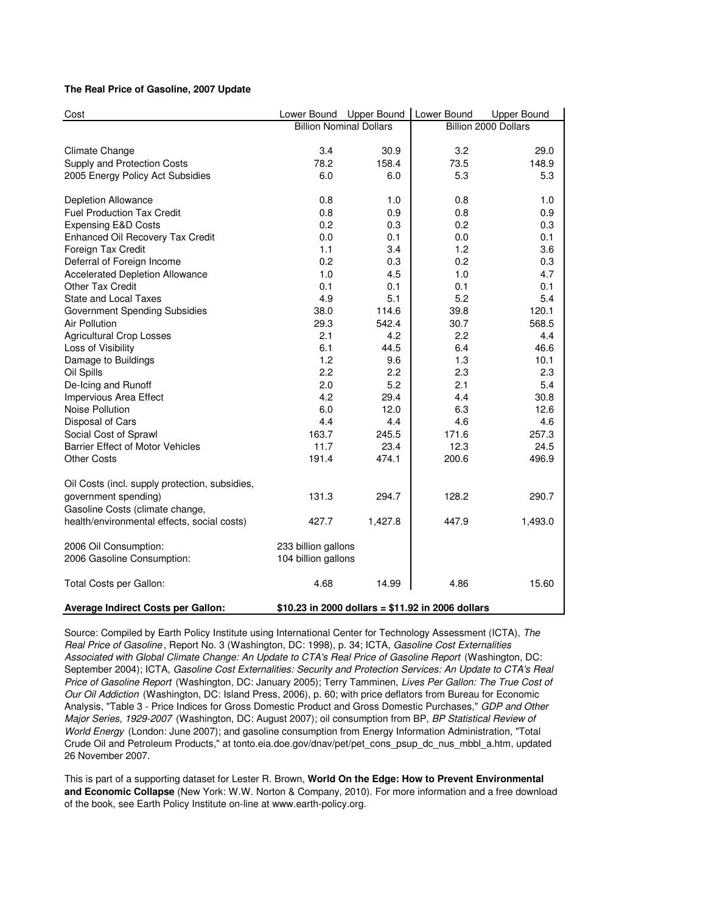**The Real Price of Gasoline, 2007 Update**

| Cost | Lower Bound | Upper Bound | Lower Bound | Upper Bound |
|---|---|---|---|---|
| | Billion Nominal Dollars | | Billion 2000 Dollars | |
| Climate Change | 3.4 | 30.9 | 3.2 | 29.0 |
| Supply and Protection Costs | 78.2 | 158.4 | 73.5 | 148.9 |
| 2005 Energy Policy Act Subsidies | 6.0 | 6.0 | 5.3 | 5.3 |
| Depletion Allowance | 0.8 | 1.0 | 0.8 | 1.0 |
| Fuel Production Tax Credit | 0.8 | 0.9 | 0.8 | 0.9 |
| Expensing E&D Costs | 0.2 | 0.3 | 0.2 | 0.3 |
| Enhanced Oil Recovery Tax Credit | 0.0 | 0.1 | 0.0 | 0.1 |
| Foreign Tax Credit | 1.1 | 3.4 | 1.2 | 3.6 |
| Deferral of Foreign Income | 0.2 | 0.3 | 0.2 | 0.3 |
| Accelerated Depletion Allowance | 1.0 | 4.5 | 1.0 | 4.7 |
| Other Tax Credit | 0.1 | 0.1 | 0.1 | 0.1 |
| State and Local Taxes | 4.9 | 5.1 | 5.2 | 5.4 |
| Government Spending Subsidies | 38.0 | 114.6 | 39.8 | 120.1 |
| Air Pollution | 29.3 | 542.4 | 30.7 | 568.5 |
| Agricultural Crop Losses | 2.1 | 4.2 | 2.2 | 4.4 |
| Loss of Visibility | 6.1 | 44.5 | 6.4 | 46.6 |
| Damage to Buildings | 1.2 | 9.6 | 1.3 | 10.1 |
| Oil Spills | 2.2 | 2.2 | 2.3 | 2.3 |
| De-Icing and Runoff | 2.0 | 5.2 | 2.1 | 5.4 |
| Impervious Area Effect | 4.2 | 29.4 | 4.4 | 30.8 |
| Noise Pollution | 6.0 | 12.0 | 6.3 | 12.6 |
| Disposal of Cars | 4.4 | 4.4 | 4.6 | 4.6 |
| Social Cost of Sprawl | 163.7 | 245.5 | 171.6 | 257.3 |
| Barrier Effect of Motor Vehicles | 11.7 | 23.4 | 12.3 | 24.5 |
| Other Costs | 191.4 | 474.1 | 200.6 | 496.9 |
| Oil Costs (incl. supply protection, subsidies, government spending) | 131.3 | 294.7 | 128.2 | 290.7 |
| Gasoline Costs (climate change, health/environmental effects, social costs) | 427.7 | 1,427.8 | 447.9 | 1,493.0 |
| 2006 Oil Consumption: | 233 billion gallons | | | |
| 2006 Gasoline Consumption: | 104 billion gallons | | | |
| Total Costs per Gallon: | 4.68 | 14.99 | 4.86 | 15.60 |
| **Average Indirect Costs per Gallon:** | **$10.23 in 2000 dollars = $11.92 in 2006 dollars** | | | |

Source: Compiled by Earth Policy Institute using International Center for Technology Assessment (ICTA), *The Real Price of Gasoline*, Report No. 3 (Washington, DC: 1998), p. 34; ICTA, *Gasoline Cost Externalities Associated with Global Climate Change: An Update to CTA's Real Price of Gasoline Report* (Washington, DC: September 2004); ICTA, *Gasoline Cost Externalities: Security and Protection Services: An Update to CTA's Real Price of Gasoline Report* (Washington, DC: January 2005); Terry Tamminen, *Lives Per Gallon: The True Cost of Our Oil Addiction* (Washington, DC: Island Press, 2006), p. 60; with price deflators from Bureau for Economic Analysis, "Table 3 - Price Indices for Gross Domestic Product and Gross Domestic Purchases," *GDP and Other Major Series, 1929-2007* (Washington, DC: August 2007); oil consumption from BP, *BP Statistical Review of World Energy* (London: June 2007); and gasoline consumption from Energy Information Administration, "Total Crude Oil and Petroleum Products," at tonto.eia.doe.gov/dnav/pet/pet_cons_psup_dc_nus_mbbl_a.htm, updated 26 November 2007.

This is part of a supporting dataset for Lester R. Brown, **World On the Edge: How to Prevent Environmental and Economic Collapse** (New York: W.W. Norton & Company, 2010). For more information and a free download of the book, see Earth Policy Institute on-line at www.earth-policy.org.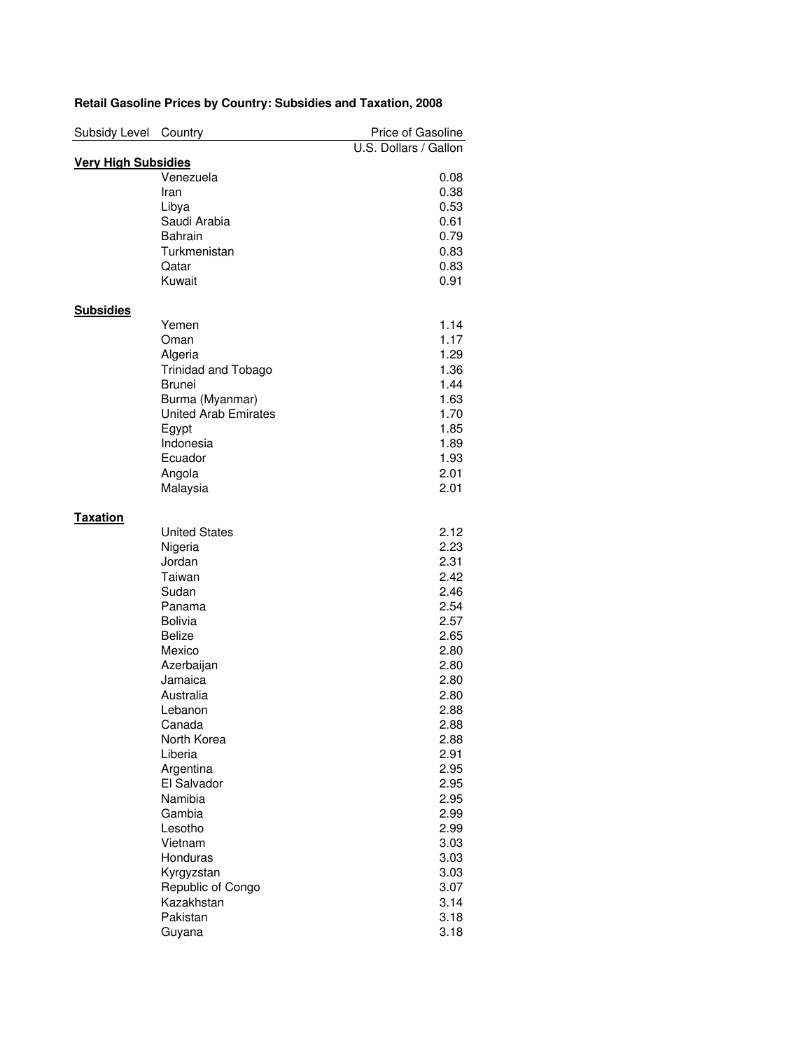**Retail Gasoline Prices by Country: Subsidies and Taxation, 2008**

| Subsidy Level | Country | Price of Gasoline |
|---|---|---|
| | | U.S. Dollars / Gallon |
| **Very High Subsidies** | | |
| | Venezuela | 0.08 |
| | Iran | 0.38 |
| | Libya | 0.53 |
| | Saudi Arabia | 0.61 |
| | Bahrain | 0.79 |
| | Turkmenistan | 0.83 |
| | Qatar | 0.83 |
| | Kuwait | 0.91 |
| **Subsidies** | | |
| | Yemen | 1.14 |
| | Oman | 1.17 |
| | Algeria | 1.29 |
| | Trinidad and Tobago | 1.36 |
| | Brunei | 1.44 |
| | Burma (Myanmar) | 1.63 |
| | United Arab Emirates | 1.70 |
| | Egypt | 1.85 |
| | Indonesia | 1.89 |
| | Ecuador | 1.93 |
| | Angola | 2.01 |
| | Malaysia | 2.01 |
| **Taxation** | | |
| | United States | 2.12 |
| | Nigeria | 2.23 |
| | Jordan | 2.31 |
| | Taiwan | 2.42 |
| | Sudan | 2.46 |
| | Panama | 2.54 |
| | Bolivia | 2.57 |
| | Belize | 2.65 |
| | Mexico | 2.80 |
| | Azerbaijan | 2.80 |
| | Jamaica | 2.80 |
| | Australia | 2.80 |
| | Lebanon | 2.88 |
| | Canada | 2.88 |
| | North Korea | 2.88 |
| | Liberia | 2.91 |
| | Argentina | 2.95 |
| | El Salvador | 2.95 |
| | Namibia | 2.95 |
| | Gambia | 2.99 |
| | Lesotho | 2.99 |
| | Vietnam | 3.03 |
| | Honduras | 3.03 |
| | Kyrgyzstan | 3.03 |
| | Republic of Congo | 3.07 |
| | Kazakhstan | 3.14 |
| | Pakistan | 3.18 |
| | Guyana | 3.18 |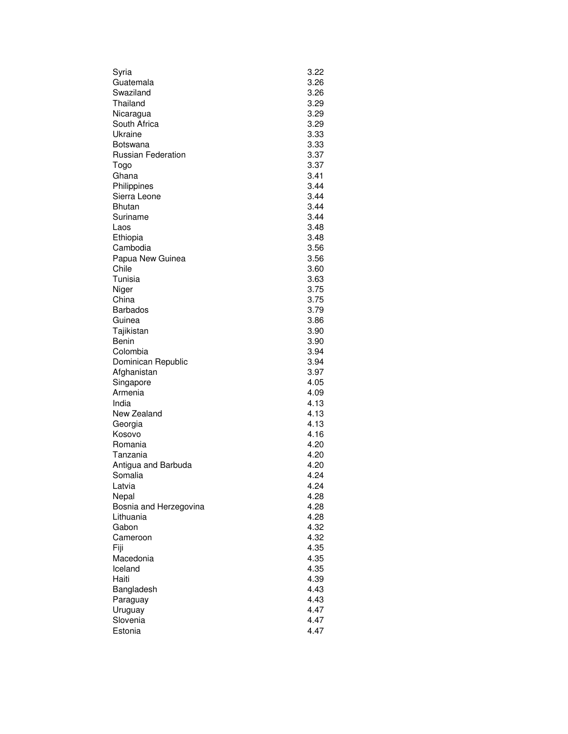| | |
|---|---|
| Syria | 3.22 |
| Guatemala | 3.26 |
| Swaziland | 3.26 |
| Thailand | 3.29 |
| Nicaragua | 3.29 |
| South Africa | 3.29 |
| Ukraine | 3.33 |
| Botswana | 3.33 |
| Russian Federation | 3.37 |
| Togo | 3.37 |
| Ghana | 3.41 |
| Philippines | 3.44 |
| Sierra Leone | 3.44 |
| Bhutan | 3.44 |
| Suriname | 3.44 |
| Laos | 3.48 |
| Ethiopia | 3.48 |
| Cambodia | 3.56 |
| Papua New Guinea | 3.56 |
| Chile | 3.60 |
| Tunisia | 3.63 |
| Niger | 3.75 |
| China | 3.75 |
| Barbados | 3.79 |
| Guinea | 3.86 |
| Tajikistan | 3.90 |
| Benin | 3.90 |
| Colombia | 3.94 |
| Dominican Republic | 3.94 |
| Afghanistan | 3.97 |
| Singapore | 4.05 |
| Armenia | 4.09 |
| India | 4.13 |
| New Zealand | 4.13 |
| Georgia | 4.13 |
| Kosovo | 4.16 |
| Romania | 4.20 |
| Tanzania | 4.20 |
| Antigua and Barbuda | 4.20 |
| Somalia | 4.24 |
| Latvia | 4.24 |
| Nepal | 4.28 |
| Bosnia and Herzegovina | 4.28 |
| Lithuania | 4.28 |
| Gabon | 4.32 |
| Cameroon | 4.32 |
| Fiji | 4.35 |
| Macedonia | 4.35 |
| Iceland | 4.35 |
| Haiti | 4.39 |
| Bangladesh | 4.43 |
| Paraguay | 4.43 |
| Uruguay | 4.47 |
| Slovenia | 4.47 |
| Estonia | 4.47 |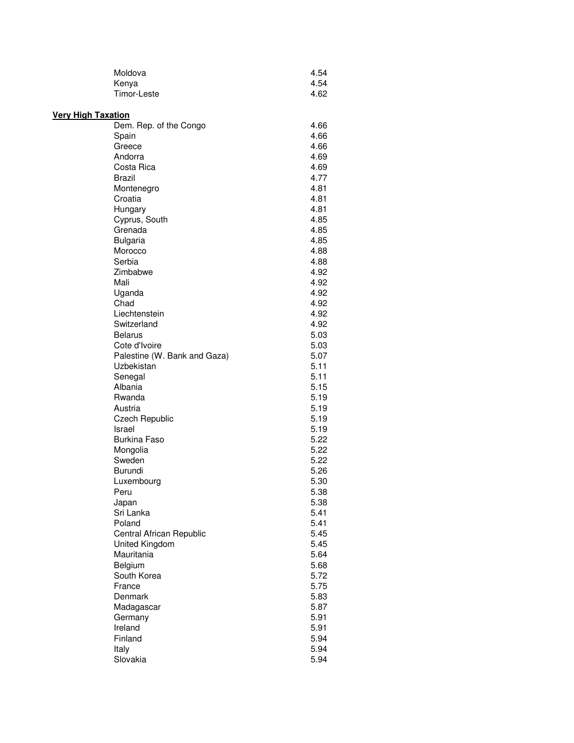| | |
|---|---|
| Moldova | 4.54 |
| Kenya | 4.54 |
| Timor-Leste | 4.62 |

**Very High Taxation**

| | |
|---|---|
| Dem. Rep. of the Congo | 4.66 |
| Spain | 4.66 |
| Greece | 4.66 |
| Andorra | 4.69 |
| Costa Rica | 4.69 |
| Brazil | 4.77 |
| Montenegro | 4.81 |
| Croatia | 4.81 |
| Hungary | 4.81 |
| Cyprus, South | 4.85 |
| Grenada | 4.85 |
| Bulgaria | 4.85 |
| Morocco | 4.88 |
| Serbia | 4.88 |
| Zimbabwe | 4.92 |
| Mali | 4.92 |
| Uganda | 4.92 |
| Chad | 4.92 |
| Liechtenstein | 4.92 |
| Switzerland | 4.92 |
| Belarus | 5.03 |
| Cote d'Ivoire | 5.03 |
| Palestine (W. Bank and Gaza) | 5.07 |
| Uzbekistan | 5.11 |
| Senegal | 5.11 |
| Albania | 5.15 |
| Rwanda | 5.19 |
| Austria | 5.19 |
| Czech Republic | 5.19 |
| Israel | 5.19 |
| Burkina Faso | 5.22 |
| Mongolia | 5.22 |
| Sweden | 5.22 |
| Burundi | 5.26 |
| Luxembourg | 5.30 |
| Peru | 5.38 |
| Japan | 5.38 |
| Sri Lanka | 5.41 |
| Poland | 5.41 |
| Central African Republic | 5.45 |
| United Kingdom | 5.45 |
| Mauritania | 5.64 |
| Belgium | 5.68 |
| South Korea | 5.72 |
| France | 5.75 |
| Denmark | 5.83 |
| Madagascar | 5.87 |
| Germany | 5.91 |
| Ireland | 5.91 |
| Finland | 5.94 |
| Italy | 5.94 |
| Slovakia | 5.94 |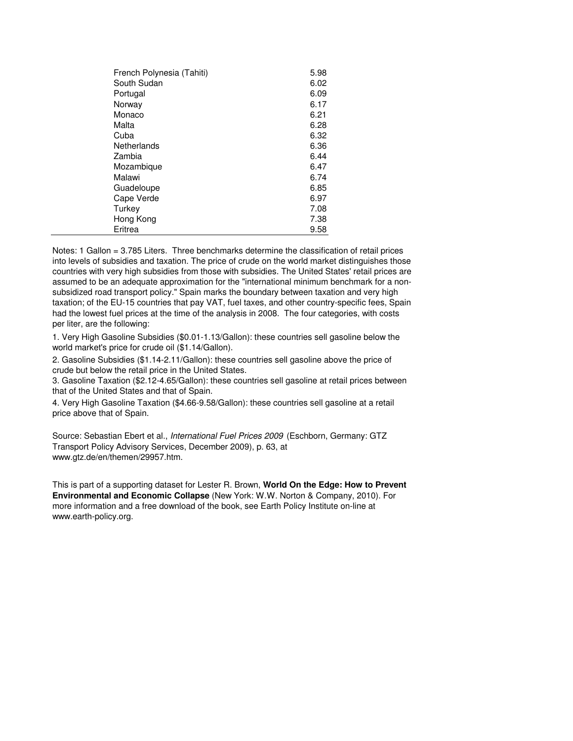| | |
|---|---|
| French Polynesia (Tahiti) | 5.98 |
| South Sudan | 6.02 |
| Portugal | 6.09 |
| Norway | 6.17 |
| Monaco | 6.21 |
| Malta | 6.28 |
| Cuba | 6.32 |
| Netherlands | 6.36 |
| Zambia | 6.44 |
| Mozambique | 6.47 |
| Malawi | 6.74 |
| Guadeloupe | 6.85 |
| Cape Verde | 6.97 |
| Turkey | 7.08 |
| Hong Kong | 7.38 |
| Eritrea | 9.58 |

Notes: 1 Gallon = 3.785 Liters. Three benchmarks determine the classification of retail prices into levels of subsidies and taxation. The price of crude on the world market distinguishes those countries with very high subsidies from those with subsidies. The United States' retail prices are assumed to be an adequate approximation for the "international minimum benchmark for a non-subsidized road transport policy." Spain marks the boundary between taxation and very high taxation; of the EU-15 countries that pay VAT, fuel taxes, and other country-specific fees, Spain had the lowest fuel prices at the time of the analysis in 2008. The four categories, with costs per liter, are the following:

1. Very High Gasoline Subsidies ($0.01-1.13/Gallon): these countries sell gasoline below the world market's price for crude oil ($1.14/Gallon).
2. Gasoline Subsidies ($1.14-2.11/Gallon): these countries sell gasoline above the price of crude but below the retail price in the United States.
3. Gasoline Taxation ($2.12-4.65/Gallon): these countries sell gasoline at retail prices between that of the United States and that of Spain.
4. Very High Gasoline Taxation ($4.66-9.58/Gallon): these countries sell gasoline at a retail price above that of Spain.

Source: Sebastian Ebert et al., *International Fuel Prices 2009* (Eschborn, Germany: GTZ Transport Policy Advisory Services, December 2009), p. 63, at www.gtz.de/en/themen/29957.htm.

This is part of a supporting dataset for Lester R. Brown, **World On the Edge: How to Prevent Environmental and Economic Collapse** (New York: W.W. Norton & Company, 2010). For more information and a free download of the book, see Earth Policy Institute on-line at www.earth-policy.org.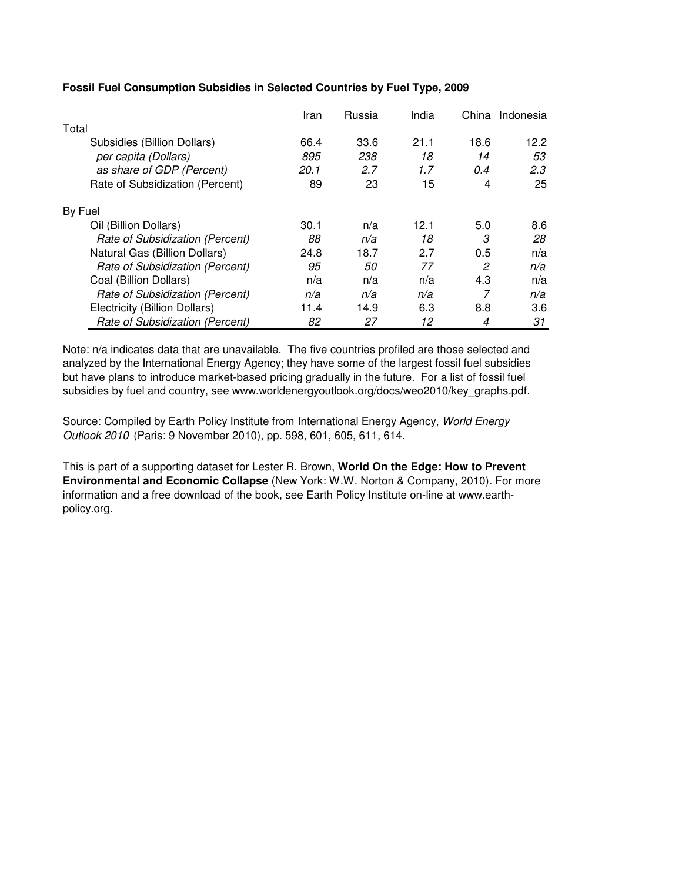**Fossil Fuel Consumption Subsidies in Selected Countries by Fuel Type, 2009**

| | Iran | Russia | India | China | Indonesia |
|---|---|---|---|---|---|
| Total | | | | | |
| Subsidies (Billion Dollars) | 66.4 | 33.6 | 21.1 | 18.6 | 12.2 |
| *per capita (Dollars)* | *895* | *238* | *18* | *14* | *53* |
| *as share of GDP (Percent)* | *20.1* | *2.7* | *1.7* | *0.4* | *2.3* |
| Rate of Subsidization (Percent) | 89 | 23 | 15 | 4 | 25 |
| By Fuel | | | | | |
| Oil (Billion Dollars) | 30.1 | n/a | 12.1 | 5.0 | 8.6 |
| *Rate of Subsidization (Percent)* | *88* | *n/a* | *18* | *3* | *28* |
| Natural Gas (Billion Dollars) | 24.8 | 18.7 | 2.7 | 0.5 | n/a |
| *Rate of Subsidization (Percent)* | *95* | *50* | *77* | *2* | *n/a* |
| Coal (Billion Dollars) | n/a | n/a | n/a | 4.3 | n/a |
| *Rate of Subsidization (Percent)* | *n/a* | *n/a* | *n/a* | *7* | *n/a* |
| Electricity (Billion Dollars) | 11.4 | 14.9 | 6.3 | 8.8 | 3.6 |
| *Rate of Subsidization (Percent)* | *82* | *27* | *12* | *4* | *31* |

Note: n/a indicates data that are unavailable. The five countries profiled are those selected and analyzed by the International Energy Agency; they have some of the largest fossil fuel subsidies but have plans to introduce market-based pricing gradually in the future. For a list of fossil fuel subsidies by fuel and country, see www.worldenergyoutlook.org/docs/weo2010/key_graphs.pdf.

Source: Compiled by Earth Policy Institute from International Energy Agency, *World Energy Outlook 2010* (Paris: 9 November 2010), pp. 598, 601, 605, 611, 614.

This is part of a supporting dataset for Lester R. Brown, **World On the Edge: How to Prevent Environmental and Economic Collapse** (New York: W.W. Norton & Company, 2010). For more information and a free download of the book, see Earth Policy Institute on-line at www.earth-policy.org.